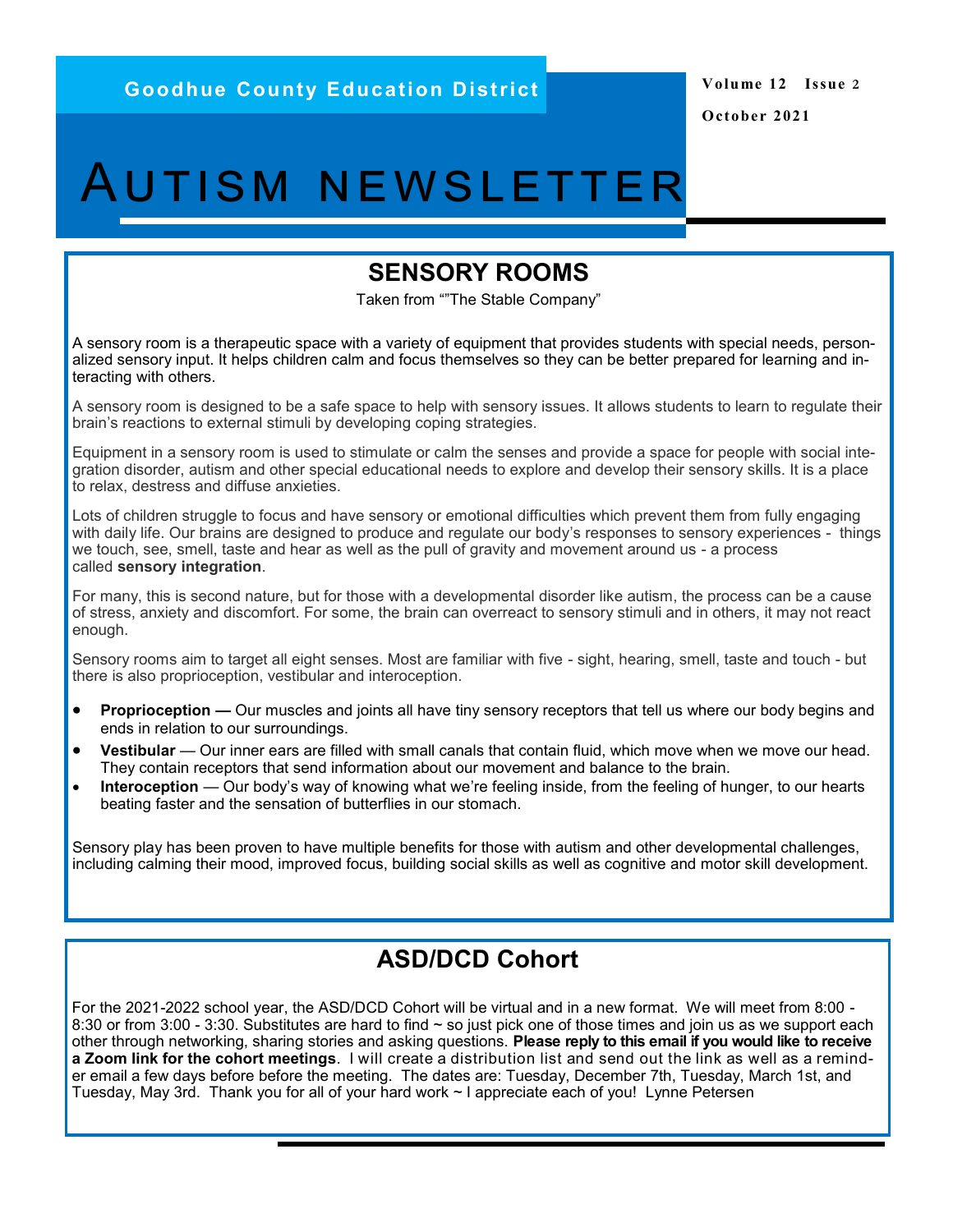Goodhue County Education District

Volume 12 Issue 2

October 2021

# AUTISM NEWSLETTER

## SENSORY ROOMS

Taken from ""The Stable Company"

A sensory room is a therapeutic space with a variety of equipment that provides students with special needs, personalized sensory input. It helps children calm and focus themselves so they can be better prepared for learning and interacting with others.

A sensory room is designed to be a safe space to help with sensory issues. It allows students to learn to regulate their brain's reactions to external stimuli by developing coping strategies.

Equipment in a sensory room is used to stimulate or calm the senses and provide a space for people with social integration disorder, autism and other special educational needs to explore and develop their sensory skills. It is a place to relax, destress and diffuse anxieties.

Lots of children struggle to focus and have sensory or emotional difficulties which prevent them from fully engaging with daily life. Our brains are designed to produce and regulate our body's responses to sensory experiences - things we touch, see, smell, taste and hear as well as the pull of gravity and movement around us - a process called **sensory integration**.

For many, this is second nature, but for those with a developmental disorder like autism, the process can be a cause of stress, anxiety and discomfort. For some, the brain can overreact to sensory stimuli and in others, it may not react enough.

Sensory rooms aim to target all eight senses. Most are familiar with five - sight, hearing, smell, taste and touch - but there is also proprioception, vestibular and interoception.

- **Proprioception —** Our muscles and joints all have tiny sensory receptors that tell us where our body begins and ends in relation to our surroundings.
- **Vestibular** — Our inner ears are filled with small canals that contain fluid, which move when we move our head. They contain receptors that send information about our movement and balance to the brain.
- **Interoception** — Our body's way of knowing what we're feeling inside, from the feeling of hunger, to our hearts beating faster and the sensation of butterflies in our stomach.

Sensory play has been proven to have multiple benefits for those with autism and other developmental challenges, including calming their mood, improved focus, building social skills as well as cognitive and motor skill development.

## ASD/DCD Cohort

For the 2021-2022 school year, the ASD/DCD Cohort will be virtual and in a new format. We will meet from 8:00 - 8:30 or from 3:00 - 3:30. Substitutes are hard to find ~ so just pick one of those times and join us as we support each other through networking, sharing stories and asking questions. **Please reply to this email if you would like to receive a Zoom link for the cohort meetings**. I will create a distribution list and send out the link as well as a reminder email a few days before before the meeting. The dates are: Tuesday, December 7th, Tuesday, March 1st, and Tuesday, May 3rd. Thank you for all of your hard work ~ I appreciate each of you! Lynne Petersen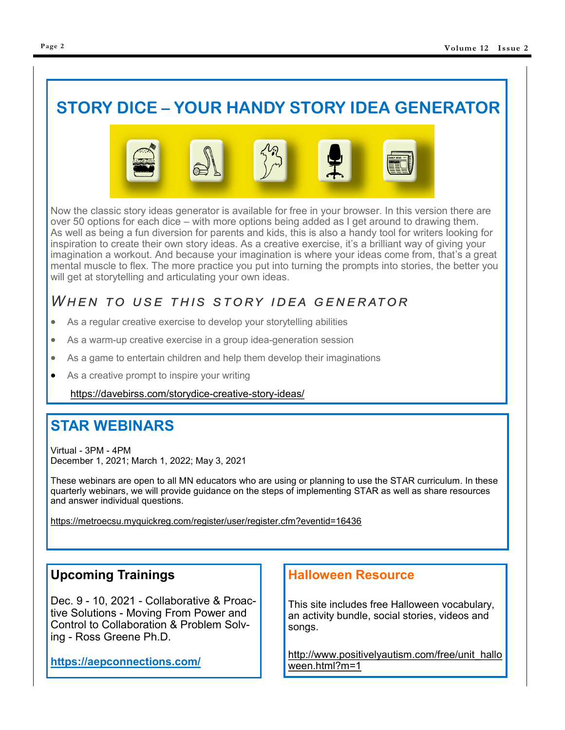## STORY DICE – YOUR HANDY STORY IDEA GENERATOR

Now the classic story ideas generator is available for free in your browser. In this version there are over 50 options for each dice – with more options being added as I get around to drawing them. As well as being a fun diversion for parents and kids, this is also a handy tool for writers looking for inspiration to create their own story ideas. As a creative exercise, it's a brilliant way of giving your imagination a workout. And because your imagination is where your ideas come from, that's a great mental muscle to flex. The more practice you put into turning the prompts into stories, the better you will get at storytelling and articulating your own ideas.

### *When to use this story idea generator*

- As a regular creative exercise to develop your storytelling abilities
- As a warm-up creative exercise in a group idea-generation session
- As a game to entertain children and help them develop their imaginations
- As a creative prompt to inspire your writing

https://davebirss.com/storydice-creative-story-ideas/

## STAR WEBINARS

Virtual - 3PM - 4PM
December 1, 2021; March 1, 2022; May 3, 2021

These webinars are open to all MN educators who are using or planning to use the STAR curriculum. In these quarterly webinars, we will provide guidance on the steps of implementing STAR as well as share resources and answer individual questions.

https://metroecsu.myquickreg.com/register/user/register.cfm?eventid=16436

## Upcoming Trainings

Dec. 9 - 10, 2021 - Collaborative & Proactive Solutions - Moving From Power and Control to Collaboration & Problem Solving - Ross Greene Ph.D.

**https://aepconnections.com/**

## Halloween Resource

This site includes free Halloween vocabulary, an activity bundle, social stories, videos and songs.

http://www.positivelyautism.com/free/unit_halloween.html?m=1